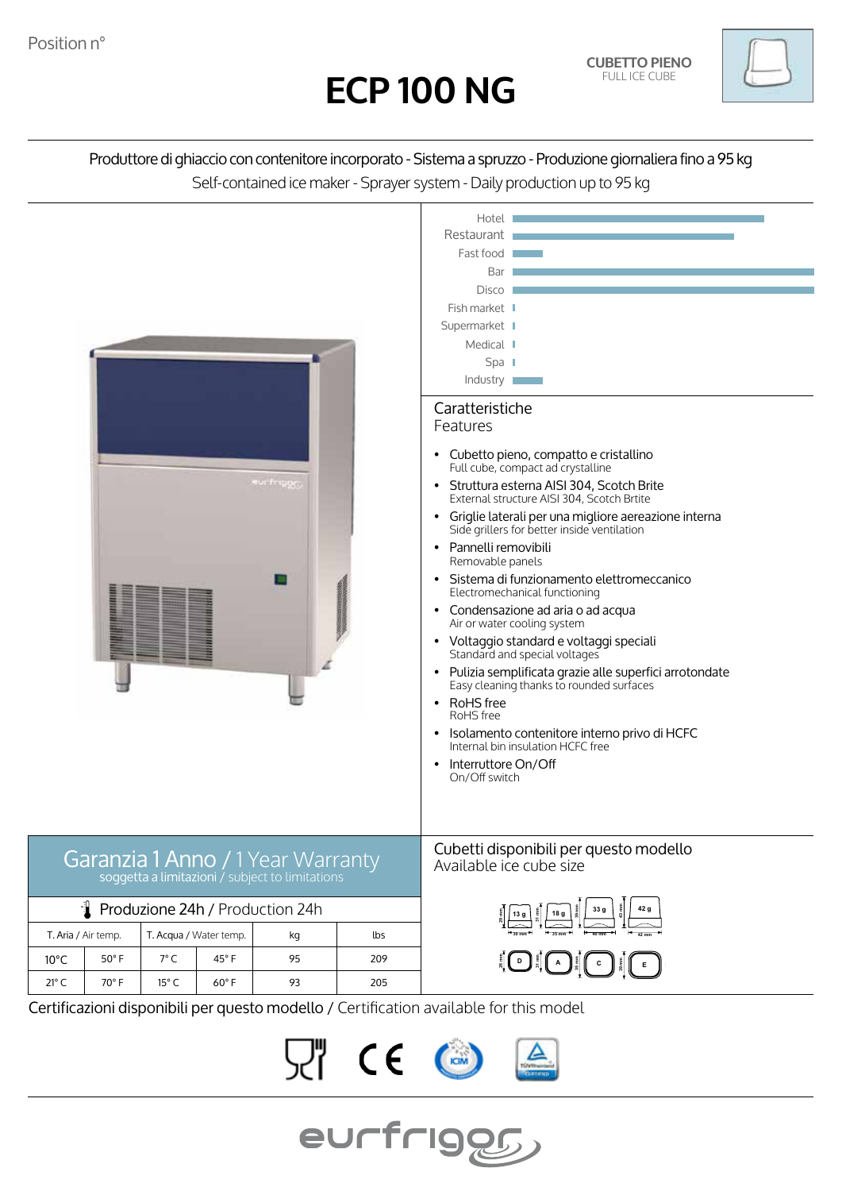Position n°

# ECP 100 NG

**CUBETTO PIENO**
FULL ICE CUBE

Produttore di ghiaccio con contenitore incorporato - Sistema a spruzzo - Produzione giornaliera fino a 95 kg
Self-contained ice maker - Sprayer system - Daily production up to 95 kg

Hotel
Restaurant
Fast food
Bar
Disco
Fish market
Supermarket
Medical
Spa
Industry

## Caratteristiche
Features

- Cubetto pieno, compatto e cristallino
  Full cube, compact ad crystalline
- Struttura esterna AISI 304, Scotch Brite
  External structure AISI 304, Scotch Brtite
- Griglie laterali per una migliore aereazione interna
  Side grillers for better inside ventilation
- Pannelli removibili
  Removable panels
- Sistema di funzionamento elettromeccanico
  Electromechanical functioning
- Condensazione ad aria o ad acqua
  Air or water cooling system
- Voltaggio standard e voltaggi speciali
  Standard and special voltages
- Pulizia semplificata grazie alle superfici arrotondate
  Easy cleaning thanks to rounded surfaces
- RoHS free
  RoHS free
- Isolamento contenitore interno privo di HCFC
  Internal bin insulation HCFC free
- Interruttore On/Off
  On/Off switch

## Garanzia 1 Anno / 1 Year Warranty
soggetta a limitazioni / subject to limitations

Produzione 24h / Production 24h

| T. Aria / Air temp. | | T. Acqua / Water temp. | | kg | lbs |
|---|---|---|---|---|---|
| 10°C | 50° F | 7° C | 45° F | 95 | 209 |
| 21° C | 70° F | 15° C | 60° F | 93 | 205 |

## Cubetti disponibili per questo modello
Available ice cube size

13 g, 18 g, 33 g, 42 g

D, A, C, E

## Certificazioni disponibili per questo modello / Certification available for this model

eurfrigor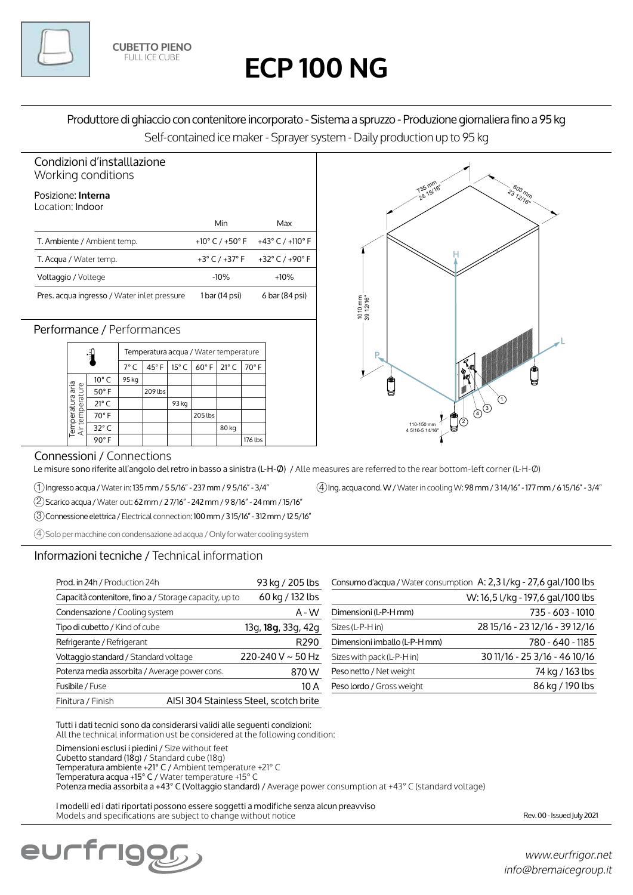CUBETTO PIENO
FULL ICE CUBE

# ECP 100 NG

Produttore di ghiaccio con contenitore incorporato - Sistema a spruzzo - Produzione giornaliera fino a 95 kg
Self-contained ice maker - Sprayer system - Daily production up to 95 kg

## Condizioni d'installlazione
Working conditions

Posizione: **Interna**
Location: Indoor

| | Min | Max |
|---|---|---|
| T. Ambiente / Ambient temp. | +10° C / +50° F | +43° C / +110° F |
| T. Acqua / Water temp. | +3° C / +37° F | +32° C / +90° F |
| Voltaggio / Voltege | -10% | +10% |
| Pres. acqua ingresso / Water inlet pressure | 1 bar (14 psi) | 6 bar (84 psi) |

## Performance / Performances

| Temperatura aria / Air temperature | Temperatura acqua / Water temperature 7° C | 45° F | 15° C | 60° F | 21° C | 70° F |
|---|---|---|---|---|---|---|
| 10° C | 95 kg | | | | | |
| 50° F | | 209 lbs | | | | |
| 21° C | | | 93 kg | | | |
| 70° F | | | | 205 lbs | | |
| 32° C | | | | | 80 kg | |
| 90° F | | | | | | 176 lbs |

735 mm
28 15/16"
603 mm
23 12/16"
1010 mm
39 12/16"
H
L
P
110-150 mm
4 5/16-5 14/16"
1
2
3
4

## Connessioni / Connections

Le misure sono riferite all'angolo del retro in basso a sinistra (L-H-Ø) / Alle measures are referred to the rear bottom-left corner (L-H-Ø)

1. Ingresso acqua / Water in: 135 mm / 5 5/16" - 237 mm / 9 5/16" - 3/4"
2. Scarico acqua / Water out: 62 mm / 2 7/16" - 242 mm / 9 8/16" - 24 mm / 15/16"
3. Connessione elettrica / Electrical connection: 100 mm / 3 15/16" - 312 mm / 12 5/16"
4. Ing. acqua cond. W / Water in cooling W: 98 mm / 3 14/16" - 177 mm / 6 15/16" - 3/4"

(4) Solo per macchine con condensazione ad acqua / Only for water cooling system

## Informazioni tecniche / Technical information

| | |
|---|---|
| Prod. in 24h / Production 24h | 93 kg / 205 lbs |
| Capacità contenitore, fino a / Storage capacity, up to | 60 kg / 132 lbs |
| Condensazione / Cooling system | A - W |
| Tipo di cubetto / Kind of cube | 13g, **18g**, 33g, 42g |
| Refrigerante / Refrigerant | R290 |
| Voltaggio standard / Standard voltage | 220-240 V ~ 50 Hz |
| Potenza media assorbita / Average power cons. | 870 W |
| Fusibile / Fuse | 10 A |
| Finitura / Finish | AISI 304 Stainless Steel, scotch brite |

| | |
|---|---|
| Consumo d'acqua / Water consumption | A: 2,3 l/kg - 27,6 gal/100 lbs |
| | W: 16,5 l/kg - 197,6 gal/100 lbs |
| Dimensioni (L-P-H mm) | 735 - 603 - 1010 |
| Sizes (L-P-H in) | 28 15/16 - 23 12/16 - 39 12/16 |
| Dimensioni imballo (L-P-H mm) | 780 - 640 - 1185 |
| Sizes with pack (L-P-H in) | 30 11/16 - 25 3/16 - 46 10/16 |
| Peso netto / Net weight | 74 kg / 163 lbs |
| Peso lordo / Gross weight | 86 kg / 190 lbs |

Tutti i dati tecnici sono da considerarsi validi alle seguenti condizioni:
All the technical information ust be considered at the following condition:

Dimensioni esclusi i piedini / Size without feet
Cubetto standard (18g) / Standard cube (18g)
Temperatura ambiente +21° C / Ambient temperature +21° C
Temperatura acqua +15° C / Water temperature +15° C
Potenza media assorbita a +43° C (Voltaggio standard) / Average power consumption at +43° C (standard voltage)

I modelli ed i dati riportati possono essere soggetti a modifiche senza alcun preavviso
Models and specifications are subject to change without notice

Rev. 00 - Issued July 2021

eurfrigor

www.eurfrigor.net
info@bremaicegroup.it